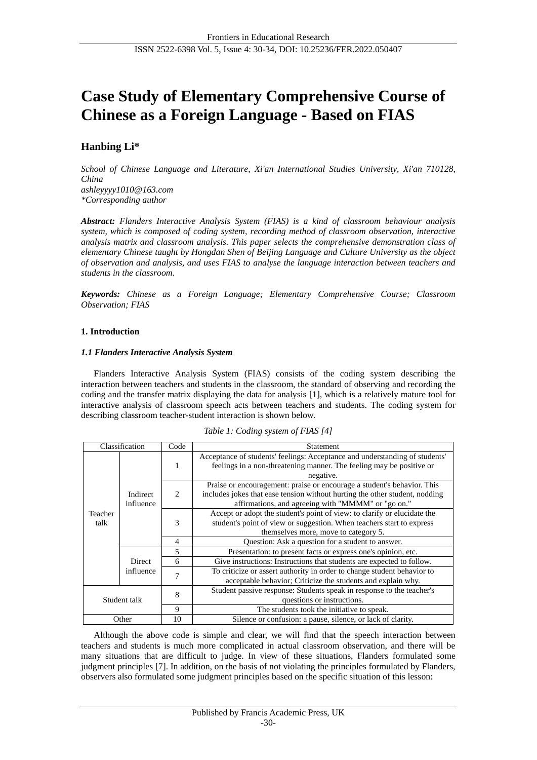# Case Study of Elementary Comprehensive Course of Chinese as a Foreign Language - Based on FIAS

**Hanbing Li***

*School of Chinese Language and Literature, Xi'an International Studies University, Xi'an 710128, China*
*ashleyyyy1010@163.com*
*\*Corresponding author*

***Abstract:*** *Flanders Interactive Analysis System (FIAS) is a kind of classroom behaviour analysis system, which is composed of coding system, recording method of classroom observation, interactive analysis matrix and classroom analysis. This paper selects the comprehensive demonstration class of elementary Chinese taught by Hongdan Shen of Beijing Language and Culture University as the object of observation and analysis, and uses FIAS to analyse the language interaction between teachers and students in the classroom.*

***Keywords:*** *Chinese as a Foreign Language; Elementary Comprehensive Course; Classroom Observation; FIAS*

## 1. Introduction

### *1.1 Flanders Interactive Analysis System*

Flanders Interactive Analysis System (FIAS) consists of the coding system describing the interaction between teachers and students in the classroom, the standard of observing and recording the coding and the transfer matrix displaying the data for analysis [1], which is a relatively mature tool for interactive analysis of classroom speech acts between teachers and students. The coding system for describing classroom teacher-student interaction is shown below.

*Table 1: Coding system of FIAS [4]*

| Classification | | Code | Statement |
|---|---|---|---|
| Teacher talk | Indirect influence | 1 | Acceptance of students' feelings: Acceptance and understanding of students' feelings in a non-threatening manner. The feeling may be positive or negative. |
| | | 2 | Praise or encouragement: praise or encourage a student's behavior. This includes jokes that ease tension without hurting the other student, nodding affirmations, and agreeing with "MMMM" or "go on." |
| | | 3 | Accept or adopt the student's point of view: to clarify or elucidate the student's point of view or suggestion. When teachers start to express themselves more, move to category 5. |
| | | 4 | Question: Ask a question for a student to answer. |
| | Direct influence | 5 | Presentation: to present facts or express one's opinion, etc. |
| | | 6 | Give instructions: Instructions that students are expected to follow. |
| | | 7 | To criticize or assert authority in order to change student behavior to acceptable behavior; Criticize the students and explain why. |
| Student talk | | 8 | Student passive response: Students speak in response to the teacher's questions or instructions. |
| | | 9 | The students took the initiative to speak. |
| Other | | 10 | Silence or confusion: a pause, silence, or lack of clarity. |

Although the above code is simple and clear, we will find that the speech interaction between teachers and students is much more complicated in actual classroom observation, and there will be many situations that are difficult to judge. In view of these situations, Flanders formulated some judgment principles [7]. In addition, on the basis of not violating the principles formulated by Flanders, observers also formulated some judgment principles based on the specific situation of this lesson: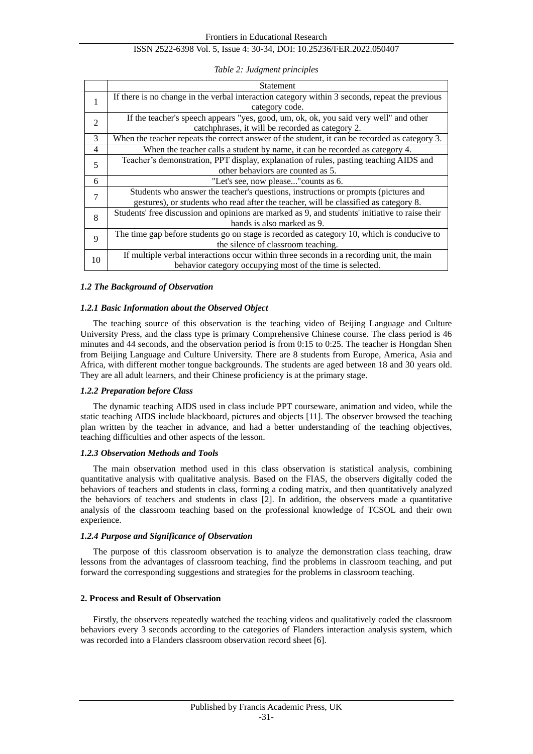*Table 2: Judgment principles*

| | Statement |
|---|---|
| 1 | If there is no change in the verbal interaction category within 3 seconds, repeat the previous category code. |
| 2 | If the teacher's speech appears "yes, good, um, ok, ok, you said very well" and other catchphrases, it will be recorded as category 2. |
| 3 | When the teacher repeats the correct answer of the student, it can be recorded as category 3. |
| 4 | When the teacher calls a student by name, it can be recorded as category 4. |
| 5 | Teacher's demonstration, PPT display, explanation of rules, pasting teaching AIDS and other behaviors are counted as 5. |
| 6 | "Let's see, now please..."counts as 6. |
| 7 | Students who answer the teacher's questions, instructions or prompts (pictures and gestures), or students who read after the teacher, will be classified as category 8. |
| 8 | Students' free discussion and opinions are marked as 9, and students' initiative to raise their hands is also marked as 9. |
| 9 | The time gap before students go on stage is recorded as category 10, which is conducive to the silence of classroom teaching. |
| 10 | If multiple verbal interactions occur within three seconds in a recording unit, the main behavior category occupying most of the time is selected. |

### *1.2 The Background of Observation*

#### *1.2.1 Basic Information about the Observed Object*

The teaching source of this observation is the teaching video of Beijing Language and Culture University Press, and the class type is primary Comprehensive Chinese course. The class period is 46 minutes and 44 seconds, and the observation period is from 0:15 to 0:25. The teacher is Hongdan Shen from Beijing Language and Culture University. There are 8 students from Europe, America, Asia and Africa, with different mother tongue backgrounds. The students are aged between 18 and 30 years old. They are all adult learners, and their Chinese proficiency is at the primary stage.

#### *1.2.2 Preparation before Class*

The dynamic teaching AIDS used in class include PPT courseware, animation and video, while the static teaching AIDS include blackboard, pictures and objects [11]. The observer browsed the teaching plan written by the teacher in advance, and had a better understanding of the teaching objectives, teaching difficulties and other aspects of the lesson.

#### *1.2.3 Observation Methods and Tools*

The main observation method used in this class observation is statistical analysis, combining quantitative analysis with qualitative analysis. Based on the FIAS, the observers digitally coded the behaviors of teachers and students in class, forming a coding matrix, and then quantitatively analyzed the behaviors of teachers and students in class [2]. In addition, the observers made a quantitative analysis of the classroom teaching based on the professional knowledge of TCSOL and their own experience.

#### *1.2.4 Purpose and Significance of Observation*

The purpose of this classroom observation is to analyze the demonstration class teaching, draw lessons from the advantages of classroom teaching, find the problems in classroom teaching, and put forward the corresponding suggestions and strategies for the problems in classroom teaching.

## **2. Process and Result of Observation**

Firstly, the observers repeatedly watched the teaching videos and qualitatively coded the classroom behaviors every 3 seconds according to the categories of Flanders interaction analysis system, which was recorded into a Flanders classroom observation record sheet [6].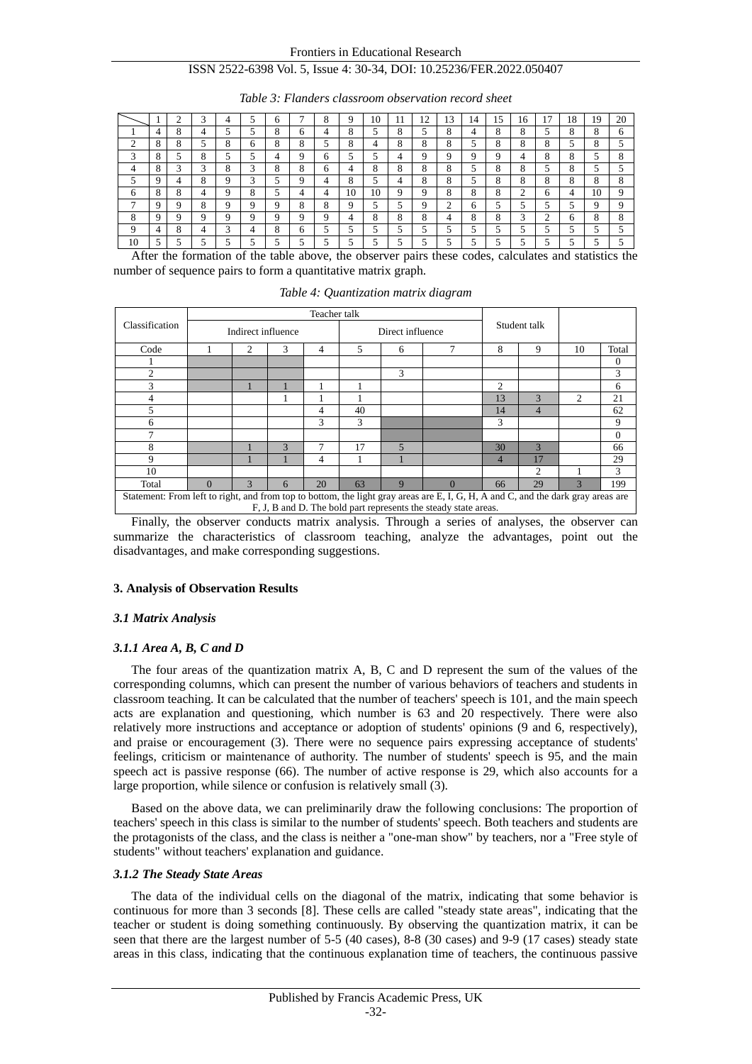*Table 3: Flanders classroom observation record sheet*

| | 1 | 2 | 3 | 4 | 5 | 6 | 7 | 8 | 9 | 10 | 11 | 12 | 13 | 14 | 15 | 16 | 17 | 18 | 19 | 20 |
|---|---|---|---|---|---|---|---|---|---|---|---|---|---|---|---|---|---|---|---|---|
| 1 | 4 | 8 | 4 | 5 | 5 | 8 | 6 | 4 | 8 | 5 | 8 | 5 | 8 | 4 | 8 | 8 | 5 | 8 | 8 | 6 |
| 2 | 8 | 8 | 5 | 8 | 6 | 8 | 8 | 5 | 8 | 4 | 8 | 8 | 8 | 5 | 8 | 8 | 8 | 5 | 8 | 5 |
| 3 | 8 | 5 | 8 | 5 | 5 | 4 | 9 | 6 | 5 | 5 | 4 | 9 | 9 | 9 | 9 | 4 | 8 | 8 | 5 | 8 |
| 4 | 8 | 3 | 3 | 8 | 3 | 8 | 8 | 6 | 4 | 8 | 8 | 8 | 8 | 5 | 8 | 8 | 5 | 8 | 5 | 5 |
| 5 | 9 | 4 | 8 | 9 | 3 | 5 | 9 | 4 | 8 | 5 | 4 | 8 | 8 | 5 | 8 | 8 | 8 | 8 | 8 | 8 |
| 6 | 8 | 8 | 4 | 9 | 8 | 5 | 4 | 4 | 10 | 10 | 9 | 9 | 8 | 8 | 8 | 2 | 6 | 4 | 10 | 9 |
| 7 | 9 | 9 | 8 | 9 | 9 | 9 | 8 | 8 | 9 | 5 | 5 | 9 | 2 | 6 | 5 | 5 | 5 | 5 | 9 | 9 |
| 8 | 9 | 9 | 9 | 9 | 9 | 9 | 9 | 9 | 4 | 8 | 8 | 8 | 4 | 8 | 8 | 3 | 2 | 6 | 8 | 8 |
| 9 | 4 | 8 | 4 | 3 | 4 | 8 | 6 | 5 | 5 | 5 | 5 | 5 | 5 | 5 | 5 | 5 | 5 | 5 | 5 | 5 |
| 10 | 5 | 5 | 5 | 5 | 5 | 5 | 5 | 5 | 5 | 5 | 5 | 5 | 5 | 5 | 5 | 5 | 5 | 5 | 5 | 5 |

After the formation of the table above, the observer pairs these codes, calculates and statistics the number of sequence pairs to form a quantitative matrix graph.

*Table 4: Quantization matrix diagram*

| Classification | Teacher talk | | | | | | | Student talk | | | |
|---|---|---|---|---|---|---|---|---|---|---|---|
| | Indirect influence | | | | Direct influence | | | | | | |
| Code | 1 | 2 | 3 | 4 | 5 | 6 | 7 | 8 | 9 | 10 | Total |
| 1 | | | | | | | | | | | 0 |
| 2 | | | | | | 3 | | | | | 3 |
| 3 | | 1 | 1 | 1 | 1 | | | 2 | | | 6 |
| 4 | | | 1 | 1 | 1 | | | 13 | 3 | 2 | 21 |
| 5 | | | | 4 | 40 | | | 14 | 4 | | 62 |
| 6 | | | | 3 | 3 | | | 3 | | | 9 |
| 7 | | | | | | | | | | | 0 |
| 8 | | 1 | 3 | 7 | 17 | 5 | | 30 | 3 | | 66 |
| 9 | | 1 | 1 | 4 | 1 | 1 | | 4 | 17 | | 29 |
| 10 | | | | | | | | | 2 | 1 | 3 |
| Total | 0 | 3 | 6 | 20 | 63 | 9 | 0 | 66 | 29 | 3 | 199 |

Statement: From left to right, and from top to bottom, the light gray areas are E, I, G, H, A and C, and the dark gray areas are F, J, B and D. The bold part represents the steady state areas.

Finally, the observer conducts matrix analysis. Through a series of analyses, the observer can summarize the characteristics of classroom teaching, analyze the advantages, point out the disadvantages, and make corresponding suggestions.

## 3. Analysis of Observation Results

### *3.1 Matrix Analysis*

#### *3.1.1 Area A, B, C and D*

The four areas of the quantization matrix A, B, C and D represent the sum of the values of the corresponding columns, which can present the number of various behaviors of teachers and students in classroom teaching. It can be calculated that the number of teachers' speech is 101, and the main speech acts are explanation and questioning, which number is 63 and 20 respectively. There were also relatively more instructions and acceptance or adoption of students' opinions (9 and 6, respectively), and praise or encouragement (3). There were no sequence pairs expressing acceptance of students' feelings, criticism or maintenance of authority. The number of students' speech is 95, and the main speech act is passive response (66). The number of active response is 29, which also accounts for a large proportion, while silence or confusion is relatively small (3).

Based on the above data, we can preliminarily draw the following conclusions: The proportion of teachers' speech in this class is similar to the number of students' speech. Both teachers and students are the protagonists of the class, and the class is neither a "one-man show" by teachers, nor a "Free style of students" without teachers' explanation and guidance.

#### *3.1.2 The Steady State Areas*

The data of the individual cells on the diagonal of the matrix, indicating that some behavior is continuous for more than 3 seconds [8]. These cells are called "steady state areas", indicating that the teacher or student is doing something continuously. By observing the quantization matrix, it can be seen that there are the largest number of 5-5 (40 cases), 8-8 (30 cases) and 9-9 (17 cases) steady state areas in this class, indicating that the continuous explanation time of teachers, the continuous passive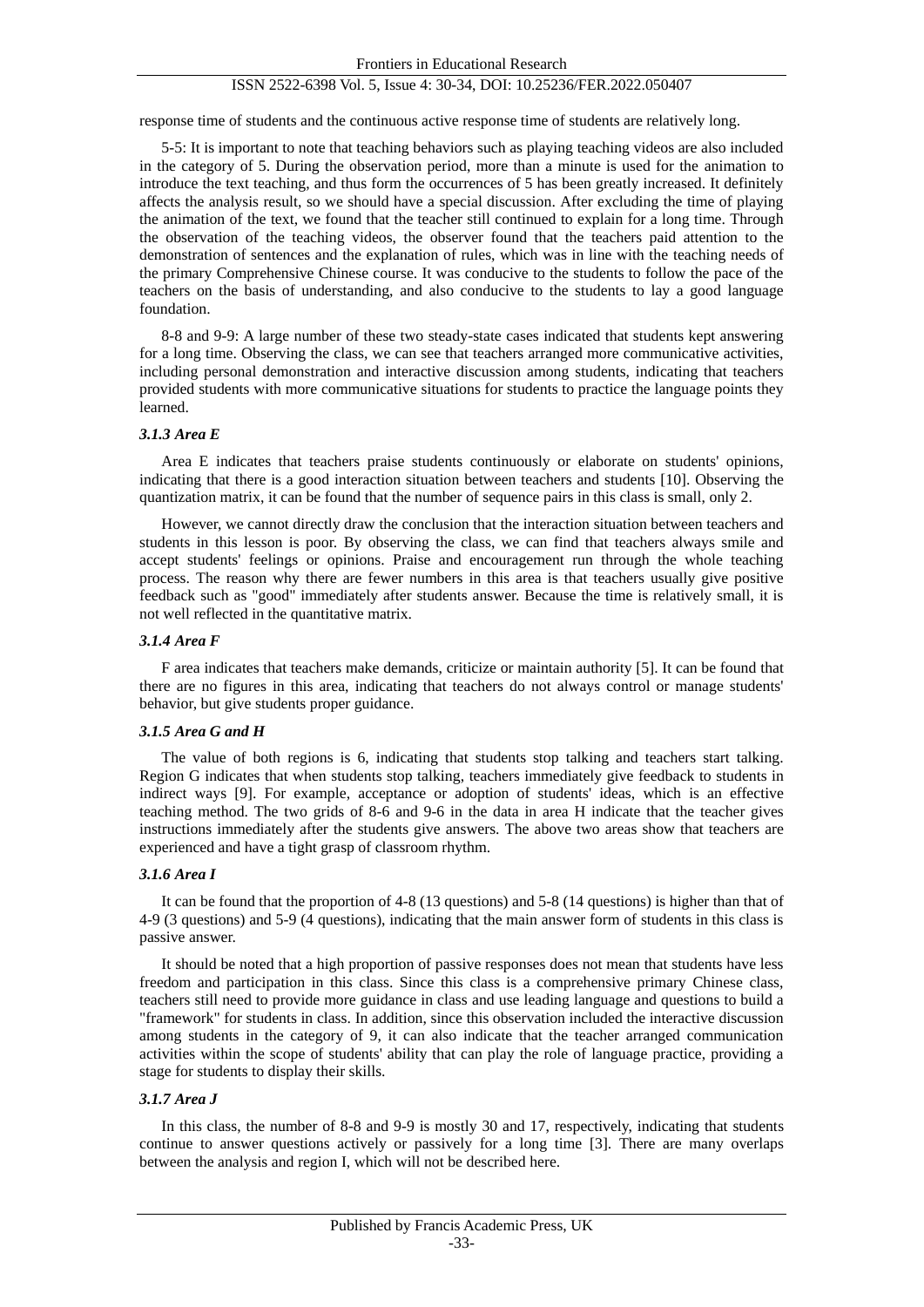response time of students and the continuous active response time of students are relatively long.

5-5: It is important to note that teaching behaviors such as playing teaching videos are also included in the category of 5. During the observation period, more than a minute is used for the animation to introduce the text teaching, and thus form the occurrences of 5 has been greatly increased. It definitely affects the analysis result, so we should have a special discussion. After excluding the time of playing the animation of the text, we found that the teacher still continued to explain for a long time. Through the observation of the teaching videos, the observer found that the teachers paid attention to the demonstration of sentences and the explanation of rules, which was in line with the teaching needs of the primary Comprehensive Chinese course. It was conducive to the students to follow the pace of the teachers on the basis of understanding, and also conducive to the students to lay a good language foundation.

8-8 and 9-9: A large number of these two steady-state cases indicated that students kept answering for a long time. Observing the class, we can see that teachers arranged more communicative activities, including personal demonstration and interactive discussion among students, indicating that teachers provided students with more communicative situations for students to practice the language points they learned.

### *3.1.3 Area E*

Area E indicates that teachers praise students continuously or elaborate on students' opinions, indicating that there is a good interaction situation between teachers and students [10]. Observing the quantization matrix, it can be found that the number of sequence pairs in this class is small, only 2.

However, we cannot directly draw the conclusion that the interaction situation between teachers and students in this lesson is poor. By observing the class, we can find that teachers always smile and accept students' feelings or opinions. Praise and encouragement run through the whole teaching process. The reason why there are fewer numbers in this area is that teachers usually give positive feedback such as "good" immediately after students answer. Because the time is relatively small, it is not well reflected in the quantitative matrix.

### *3.1.4 Area F*

F area indicates that teachers make demands, criticize or maintain authority [5]. It can be found that there are no figures in this area, indicating that teachers do not always control or manage students' behavior, but give students proper guidance.

### *3.1.5 Area G and H*

The value of both regions is 6, indicating that students stop talking and teachers start talking. Region G indicates that when students stop talking, teachers immediately give feedback to students in indirect ways [9]. For example, acceptance or adoption of students' ideas, which is an effective teaching method. The two grids of 8-6 and 9-6 in the data in area H indicate that the teacher gives instructions immediately after the students give answers. The above two areas show that teachers are experienced and have a tight grasp of classroom rhythm.

### *3.1.6 Area I*

It can be found that the proportion of 4-8 (13 questions) and 5-8 (14 questions) is higher than that of 4-9 (3 questions) and 5-9 (4 questions), indicating that the main answer form of students in this class is passive answer.

It should be noted that a high proportion of passive responses does not mean that students have less freedom and participation in this class. Since this class is a comprehensive primary Chinese class, teachers still need to provide more guidance in class and use leading language and questions to build a "framework" for students in class. In addition, since this observation included the interactive discussion among students in the category of 9, it can also indicate that the teacher arranged communication activities within the scope of students' ability that can play the role of language practice, providing a stage for students to display their skills.

### *3.1.7 Area J*

In this class, the number of 8-8 and 9-9 is mostly 30 and 17, respectively, indicating that students continue to answer questions actively or passively for a long time [3]. There are many overlaps between the analysis and region I, which will not be described here.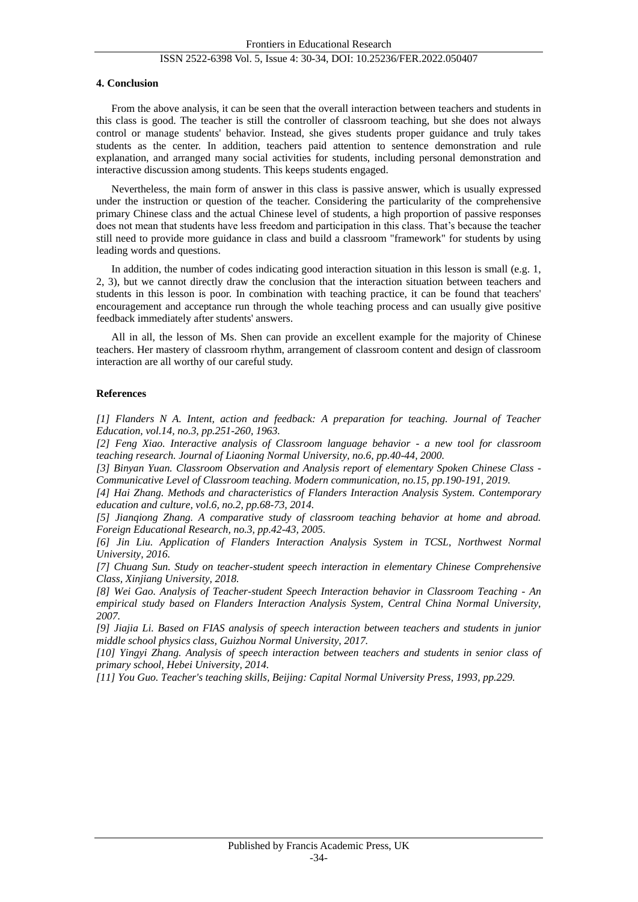## 4. Conclusion

From the above analysis, it can be seen that the overall interaction between teachers and students in this class is good. The teacher is still the controller of classroom teaching, but she does not always control or manage students' behavior. Instead, she gives students proper guidance and truly takes students as the center. In addition, teachers paid attention to sentence demonstration and rule explanation, and arranged many social activities for students, including personal demonstration and interactive discussion among students. This keeps students engaged.

Nevertheless, the main form of answer in this class is passive answer, which is usually expressed under the instruction or question of the teacher. Considering the particularity of the comprehensive primary Chinese class and the actual Chinese level of students, a high proportion of passive responses does not mean that students have less freedom and participation in this class. That's because the teacher still need to provide more guidance in class and build a classroom "framework" for students by using leading words and questions.

In addition, the number of codes indicating good interaction situation in this lesson is small (e.g. 1, 2, 3), but we cannot directly draw the conclusion that the interaction situation between teachers and students in this lesson is poor. In combination with teaching practice, it can be found that teachers' encouragement and acceptance run through the whole teaching process and can usually give positive feedback immediately after students' answers.

All in all, the lesson of Ms. Shen can provide an excellent example for the majority of Chinese teachers. Her mastery of classroom rhythm, arrangement of classroom content and design of classroom interaction are all worthy of our careful study.

## References

*[1] Flanders N A. Intent, action and feedback: A preparation for teaching. Journal of Teacher Education, vol.14, no.3, pp.251-260, 1963.*

*[2] Feng Xiao. Interactive analysis of Classroom language behavior - a new tool for classroom teaching research. Journal of Liaoning Normal University, no.6, pp.40-44, 2000.*

*[3] Binyan Yuan. Classroom Observation and Analysis report of elementary Spoken Chinese Class - Communicative Level of Classroom teaching. Modern communication, no.15, pp.190-191, 2019.*

*[4] Hai Zhang. Methods and characteristics of Flanders Interaction Analysis System. Contemporary education and culture, vol.6, no.2, pp.68-73, 2014.*

*[5] Jianqiong Zhang. A comparative study of classroom teaching behavior at home and abroad. Foreign Educational Research, no.3, pp.42-43, 2005.*

*[6] Jin Liu. Application of Flanders Interaction Analysis System in TCSL, Northwest Normal University, 2016.*

*[7] Chuang Sun. Study on teacher-student speech interaction in elementary Chinese Comprehensive Class, Xinjiang University, 2018.*

*[8] Wei Gao. Analysis of Teacher-student Speech Interaction behavior in Classroom Teaching - An empirical study based on Flanders Interaction Analysis System, Central China Normal University, 2007.*

*[9] Jiajia Li. Based on FIAS analysis of speech interaction between teachers and students in junior middle school physics class, Guizhou Normal University, 2017.*

*[10] Yingyi Zhang. Analysis of speech interaction between teachers and students in senior class of primary school, Hebei University, 2014.*

*[11] You Guo. Teacher's teaching skills, Beijing: Capital Normal University Press, 1993, pp.229.*